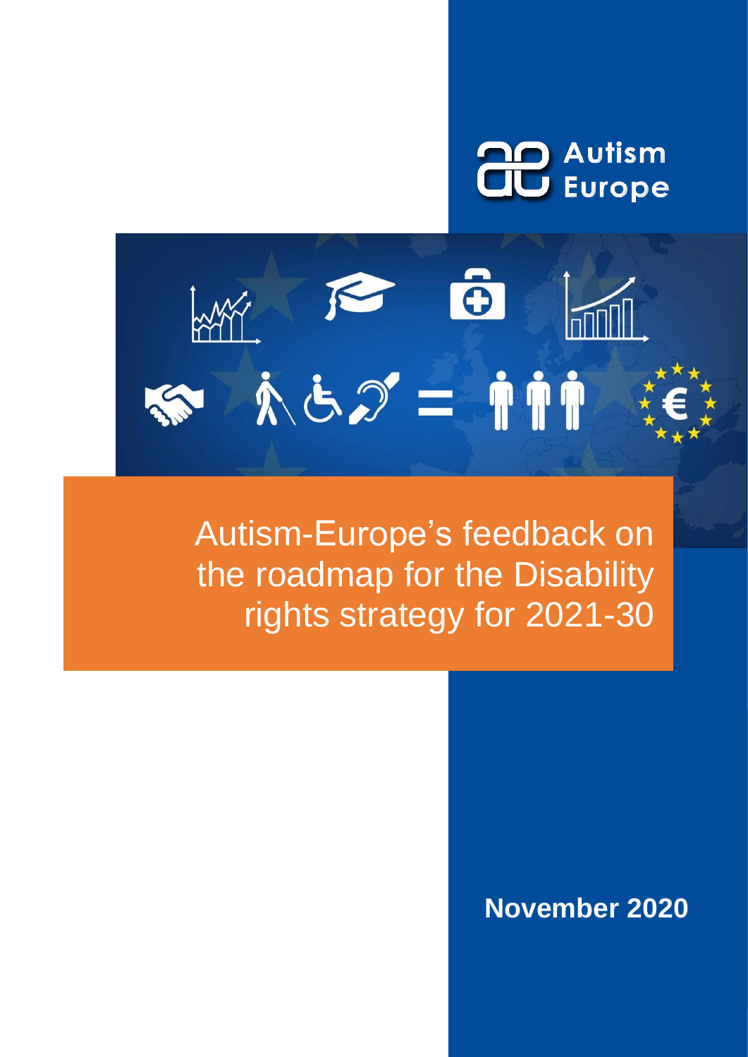Autism Europe

# Autism-Europe's feedback on the roadmap for the Disability rights strategy for 2021-30

**November 2020**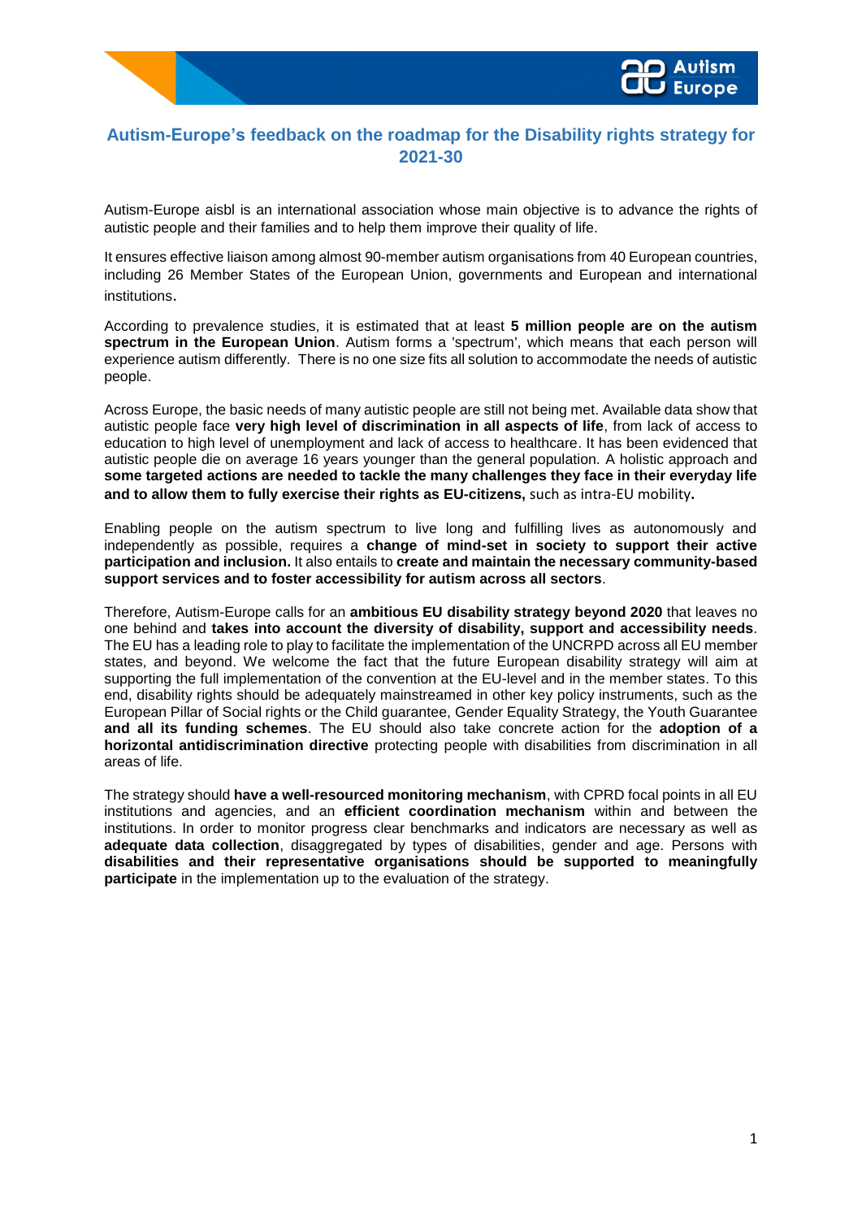## Autism-Europe's feedback on the roadmap for the Disability rights strategy for 2021-30

Autism-Europe aisbl is an international association whose main objective is to advance the rights of autistic people and their families and to help them improve their quality of life.

It ensures effective liaison among almost 90-member autism organisations from 40 European countries, including 26 Member States of the European Union, governments and European and international institutions.

According to prevalence studies, it is estimated that at least **5 million people are on the autism spectrum in the European Union**. Autism forms a 'spectrum', which means that each person will experience autism differently. There is no one size fits all solution to accommodate the needs of autistic people.

Across Europe, the basic needs of many autistic people are still not being met. Available data show that autistic people face **very high level of discrimination in all aspects of life**, from lack of access to education to high level of unemployment and lack of access to healthcare. It has been evidenced that autistic people die on average 16 years younger than the general population. A holistic approach and **some targeted actions are needed to tackle the many challenges they face in their everyday life and to allow them to fully exercise their rights as EU-citizens,** such as intra-EU mobility**.**

Enabling people on the autism spectrum to live long and fulfilling lives as autonomously and independently as possible, requires a **change of mind-set in society to support their active participation and inclusion.** It also entails to **create and maintain the necessary community-based support services and to foster accessibility for autism across all sectors**.

Therefore, Autism-Europe calls for an **ambitious EU disability strategy beyond 2020** that leaves no one behind and **takes into account the diversity of disability, support and accessibility needs**. The EU has a leading role to play to facilitate the implementation of the UNCRPD across all EU member states, and beyond. We welcome the fact that the future European disability strategy will aim at supporting the full implementation of the convention at the EU-level and in the member states. To this end, disability rights should be adequately mainstreamed in other key policy instruments, such as the European Pillar of Social rights or the Child guarantee, Gender Equality Strategy, the Youth Guarantee **and all its funding schemes**. The EU should also take concrete action for the **adoption of a horizontal antidiscrimination directive** protecting people with disabilities from discrimination in all areas of life.

The strategy should **have a well-resourced monitoring mechanism**, with CPRD focal points in all EU institutions and agencies, and an **efficient coordination mechanism** within and between the institutions. In order to monitor progress clear benchmarks and indicators are necessary as well as **adequate data collection**, disaggregated by types of disabilities, gender and age. Persons with **disabilities and their representative organisations should be supported to meaningfully participate** in the implementation up to the evaluation of the strategy.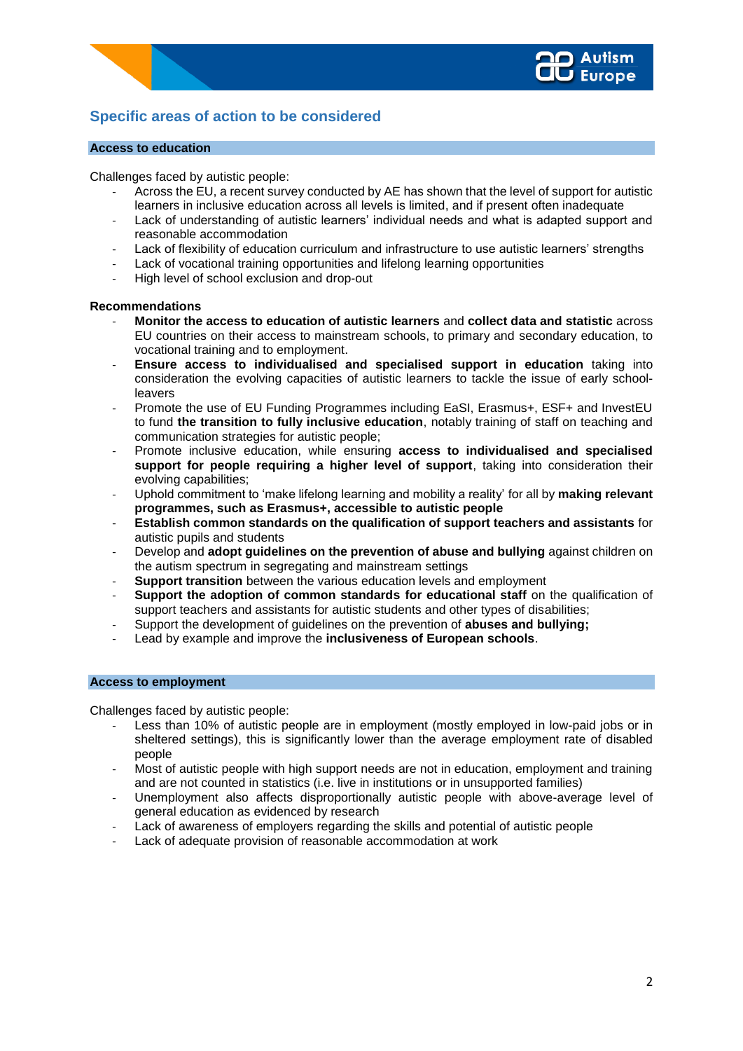## Specific areas of action to be considered

### Access to education

Challenges faced by autistic people:

- Across the EU, a recent survey conducted by AE has shown that the level of support for autistic learners in inclusive education across all levels is limited, and if present often inadequate
- Lack of understanding of autistic learners' individual needs and what is adapted support and reasonable accommodation
- Lack of flexibility of education curriculum and infrastructure to use autistic learners' strengths
- Lack of vocational training opportunities and lifelong learning opportunities
- High level of school exclusion and drop-out

**Recommendations**

- **Monitor the access to education of autistic learners** and **collect data and statistic** across EU countries on their access to mainstream schools, to primary and secondary education, to vocational training and to employment.
- **Ensure access to individualised and specialised support in education** taking into consideration the evolving capacities of autistic learners to tackle the issue of early school-leavers
- Promote the use of EU Funding Programmes including EaSI, Erasmus+, ESF+ and InvestEU to fund **the transition to fully inclusive education**, notably training of staff on teaching and communication strategies for autistic people;
- Promote inclusive education, while ensuring **access to individualised and specialised support for people requiring a higher level of support**, taking into consideration their evolving capabilities;
- Uphold commitment to 'make lifelong learning and mobility a reality' for all by **making relevant programmes, such as Erasmus+, accessible to autistic people**
- **Establish common standards on the qualification of support teachers and assistants** for autistic pupils and students
- Develop and **adopt guidelines on the prevention of abuse and bullying** against children on the autism spectrum in segregating and mainstream settings
- **Support transition** between the various education levels and employment
- **Support the adoption of common standards for educational staff** on the qualification of support teachers and assistants for autistic students and other types of disabilities;
- Support the development of guidelines on the prevention of **abuses and bullying;**
- Lead by example and improve the **inclusiveness of European schools**.

### Access to employment

Challenges faced by autistic people:

- Less than 10% of autistic people are in employment (mostly employed in low-paid jobs or in sheltered settings), this is significantly lower than the average employment rate of disabled people
- Most of autistic people with high support needs are not in education, employment and training and are not counted in statistics (i.e. live in institutions or in unsupported families)
- Unemployment also affects disproportionally autistic people with above-average level of general education as evidenced by research
- Lack of awareness of employers regarding the skills and potential of autistic people
- Lack of adequate provision of reasonable accommodation at work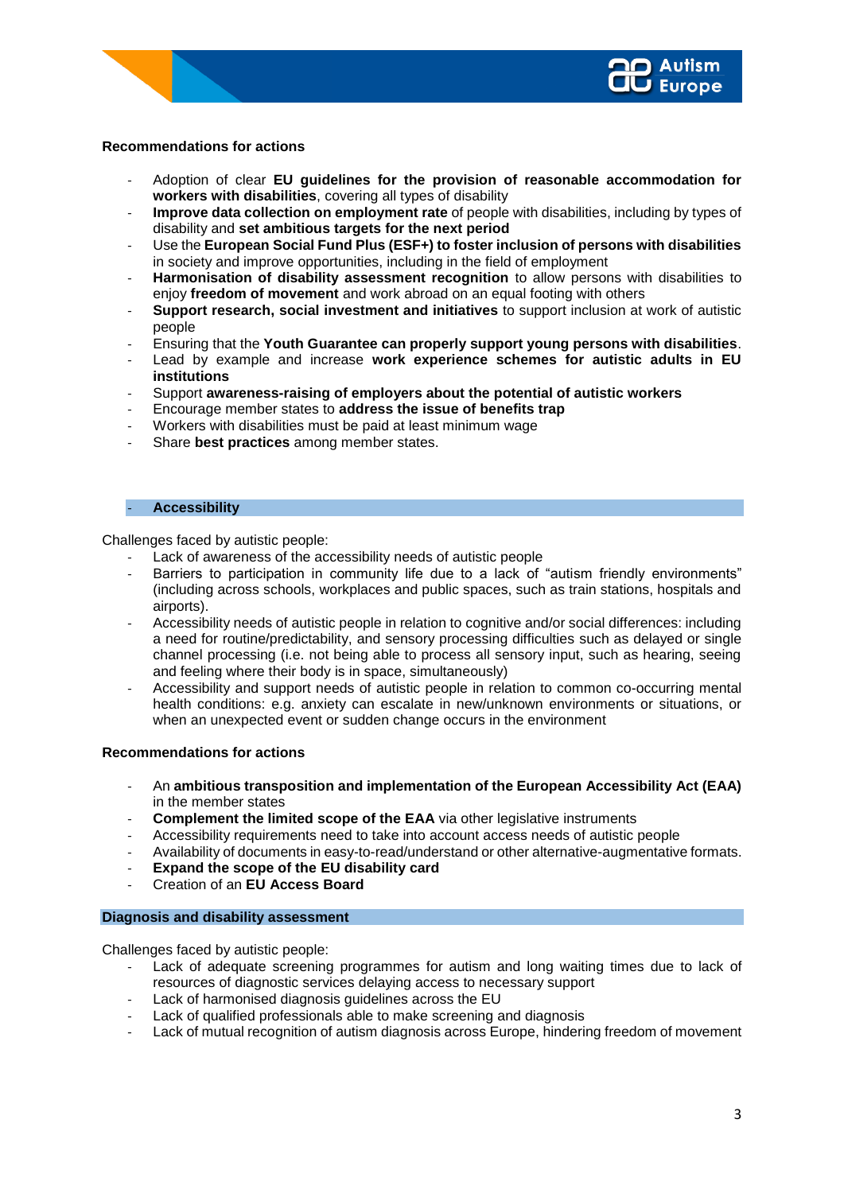**Recommendations for actions**

- Adoption of clear **EU guidelines for the provision of reasonable accommodation for workers with disabilities**, covering all types of disability
- **Improve data collection on employment rate** of people with disabilities, including by types of disability and **set ambitious targets for the next period**
- Use the **European Social Fund Plus (ESF+) to foster inclusion of persons with disabilities** in society and improve opportunities, including in the field of employment
- **Harmonisation of disability assessment recognition** to allow persons with disabilities to enjoy **freedom of movement** and work abroad on an equal footing with others
- **Support research, social investment and initiatives** to support inclusion at work of autistic people
- Ensuring that the **Youth Guarantee can properly support young persons with disabilities**.
- Lead by example and increase **work experience schemes for autistic adults in EU institutions**
- Support **awareness-raising of employers about the potential of autistic workers**
- Encourage member states to **address the issue of benefits trap**
- Workers with disabilities must be paid at least minimum wage
- Share **best practices** among member states.

## Accessibility

Challenges faced by autistic people:

- Lack of awareness of the accessibility needs of autistic people
- Barriers to participation in community life due to a lack of "autism friendly environments" (including across schools, workplaces and public spaces, such as train stations, hospitals and airports).
- Accessibility needs of autistic people in relation to cognitive and/or social differences: including a need for routine/predictability, and sensory processing difficulties such as delayed or single channel processing (i.e. not being able to process all sensory input, such as hearing, seeing and feeling where their body is in space, simultaneously)
- Accessibility and support needs of autistic people in relation to common co-occurring mental health conditions: e.g. anxiety can escalate in new/unknown environments or situations, or when an unexpected event or sudden change occurs in the environment

**Recommendations for actions**

- An **ambitious transposition and implementation of the European Accessibility Act (EAA)** in the member states
- **Complement the limited scope of the EAA** via other legislative instruments
- Accessibility requirements need to take into account access needs of autistic people
- Availability of documents in easy-to-read/understand or other alternative-augmentative formats.
- **Expand the scope of the EU disability card**
- Creation of an **EU Access Board**

## Diagnosis and disability assessment

Challenges faced by autistic people:

- Lack of adequate screening programmes for autism and long waiting times due to lack of resources of diagnostic services delaying access to necessary support
- Lack of harmonised diagnosis guidelines across the EU
- Lack of qualified professionals able to make screening and diagnosis
- Lack of mutual recognition of autism diagnosis across Europe, hindering freedom of movement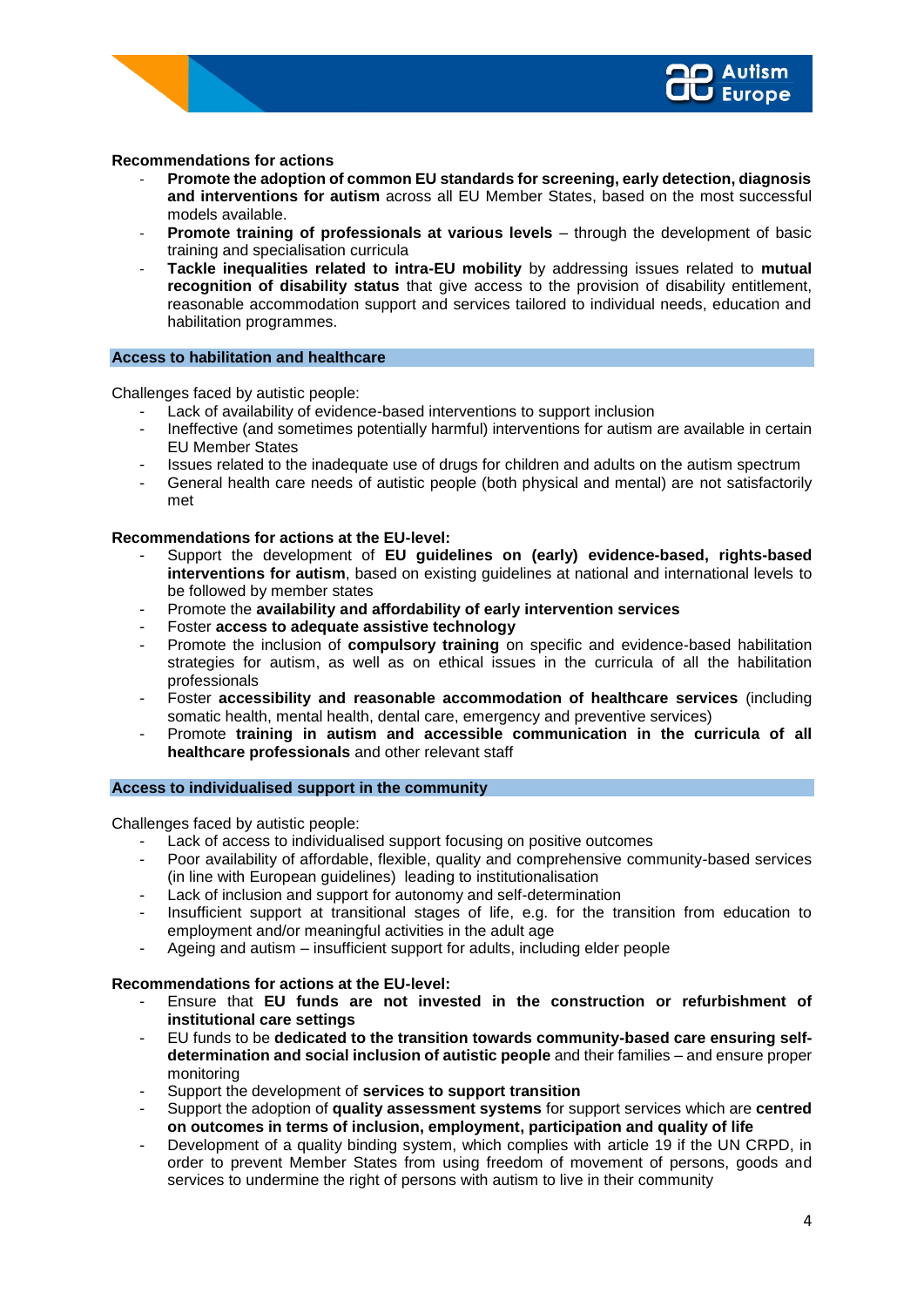**Recommendations for actions**

- **Promote the adoption of common EU standards for screening, early detection, diagnosis and interventions for autism** across all EU Member States, based on the most successful models available.
- **Promote training of professionals at various levels** – through the development of basic training and specialisation curricula
- **Tackle inequalities related to intra-EU mobility** by addressing issues related to **mutual recognition of disability status** that give access to the provision of disability entitlement, reasonable accommodation support and services tailored to individual needs, education and habilitation programmes.

## Access to habilitation and healthcare

Challenges faced by autistic people:

- Lack of availability of evidence-based interventions to support inclusion
- Ineffective (and sometimes potentially harmful) interventions for autism are available in certain EU Member States
- Issues related to the inadequate use of drugs for children and adults on the autism spectrum
- General health care needs of autistic people (both physical and mental) are not satisfactorily met

**Recommendations for actions at the EU-level:**

- Support the development of **EU guidelines on (early) evidence-based, rights-based interventions for autism**, based on existing guidelines at national and international levels to be followed by member states
- Promote the **availability and affordability of early intervention services**
- Foster **access to adequate assistive technology**
- Promote the inclusion of **compulsory training** on specific and evidence-based habilitation strategies for autism, as well as on ethical issues in the curricula of all the habilitation professionals
- Foster **accessibility and reasonable accommodation of healthcare services** (including somatic health, mental health, dental care, emergency and preventive services)
- Promote **training in autism and accessible communication in the curricula of all healthcare professionals** and other relevant staff

## Access to individualised support in the community

Challenges faced by autistic people:

- Lack of access to individualised support focusing on positive outcomes
- Poor availability of affordable, flexible, quality and comprehensive community-based services (in line with European guidelines) leading to institutionalisation
- Lack of inclusion and support for autonomy and self-determination
- Insufficient support at transitional stages of life, e.g. for the transition from education to employment and/or meaningful activities in the adult age
- Ageing and autism – insufficient support for adults, including elder people

**Recommendations for actions at the EU-level:**

- Ensure that **EU funds are not invested in the construction or refurbishment of institutional care settings**
- EU funds to be **dedicated to the transition towards community-based care ensuring self-determination and social inclusion of autistic people** and their families – and ensure proper monitoring
- Support the development of **services to support transition**
- Support the adoption of **quality assessment systems** for support services which are **centred on outcomes in terms of inclusion, employment, participation and quality of life**
- Development of a quality binding system, which complies with article 19 if the UN CRPD, in order to prevent Member States from using freedom of movement of persons, goods and services to undermine the right of persons with autism to live in their community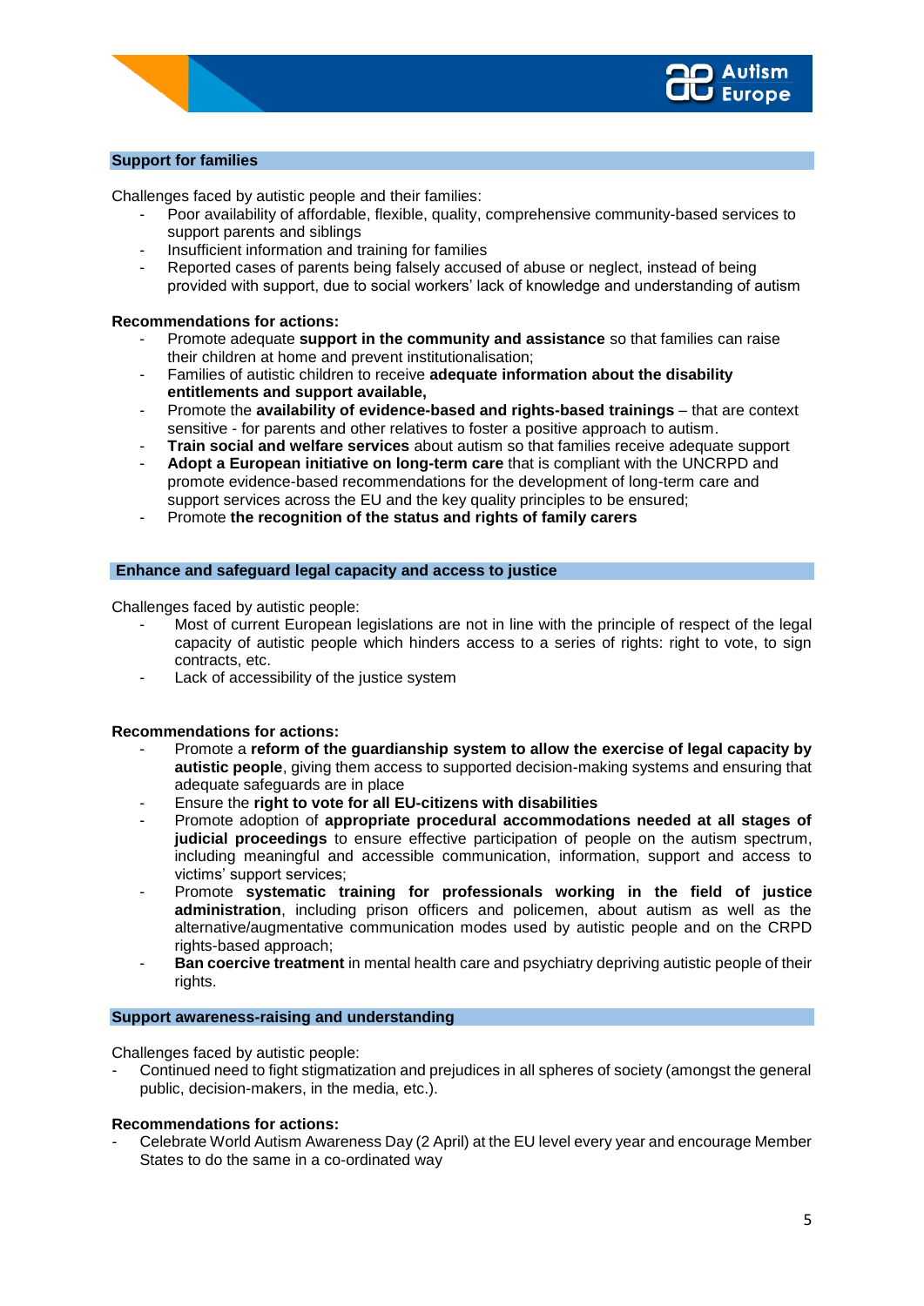## Support for families

Challenges faced by autistic people and their families:

- Poor availability of affordable, flexible, quality, comprehensive community-based services to support parents and siblings
- Insufficient information and training for families
- Reported cases of parents being falsely accused of abuse or neglect, instead of being provided with support, due to social workers' lack of knowledge and understanding of autism

**Recommendations for actions:**

- Promote adequate **support in the community and assistance** so that families can raise their children at home and prevent institutionalisation;
- Families of autistic children to receive **adequate information about the disability entitlements and support available,**
- Promote the **availability of evidence-based and rights-based trainings** – that are context sensitive - for parents and other relatives to foster a positive approach to autism.
- **Train social and welfare services** about autism so that families receive adequate support
- **Adopt a European initiative on long-term care** that is compliant with the UNCRPD and promote evidence-based recommendations for the development of long-term care and support services across the EU and the key quality principles to be ensured;
- Promote **the recognition of the status and rights of family carers**

## Enhance and safeguard legal capacity and access to justice

Challenges faced by autistic people:

- Most of current European legislations are not in line with the principle of respect of the legal capacity of autistic people which hinders access to a series of rights: right to vote, to sign contracts, etc.
- Lack of accessibility of the justice system

**Recommendations for actions:**

- Promote a **reform of the guardianship system to allow the exercise of legal capacity by autistic people**, giving them access to supported decision-making systems and ensuring that adequate safeguards are in place
- Ensure the **right to vote for all EU-citizens with disabilities**
- Promote adoption of **appropriate procedural accommodations needed at all stages of judicial proceedings** to ensure effective participation of people on the autism spectrum, including meaningful and accessible communication, information, support and access to victims' support services;
- Promote **systematic training for professionals working in the field of justice administration**, including prison officers and policemen, about autism as well as the alternative/augmentative communication modes used by autistic people and on the CRPD rights-based approach;
- **Ban coercive treatment** in mental health care and psychiatry depriving autistic people of their rights.

## Support awareness-raising and understanding

Challenges faced by autistic people:

- Continued need to fight stigmatization and prejudices in all spheres of society (amongst the general public, decision-makers, in the media, etc.).

**Recommendations for actions:**

- Celebrate World Autism Awareness Day (2 April) at the EU level every year and encourage Member States to do the same in a co-ordinated way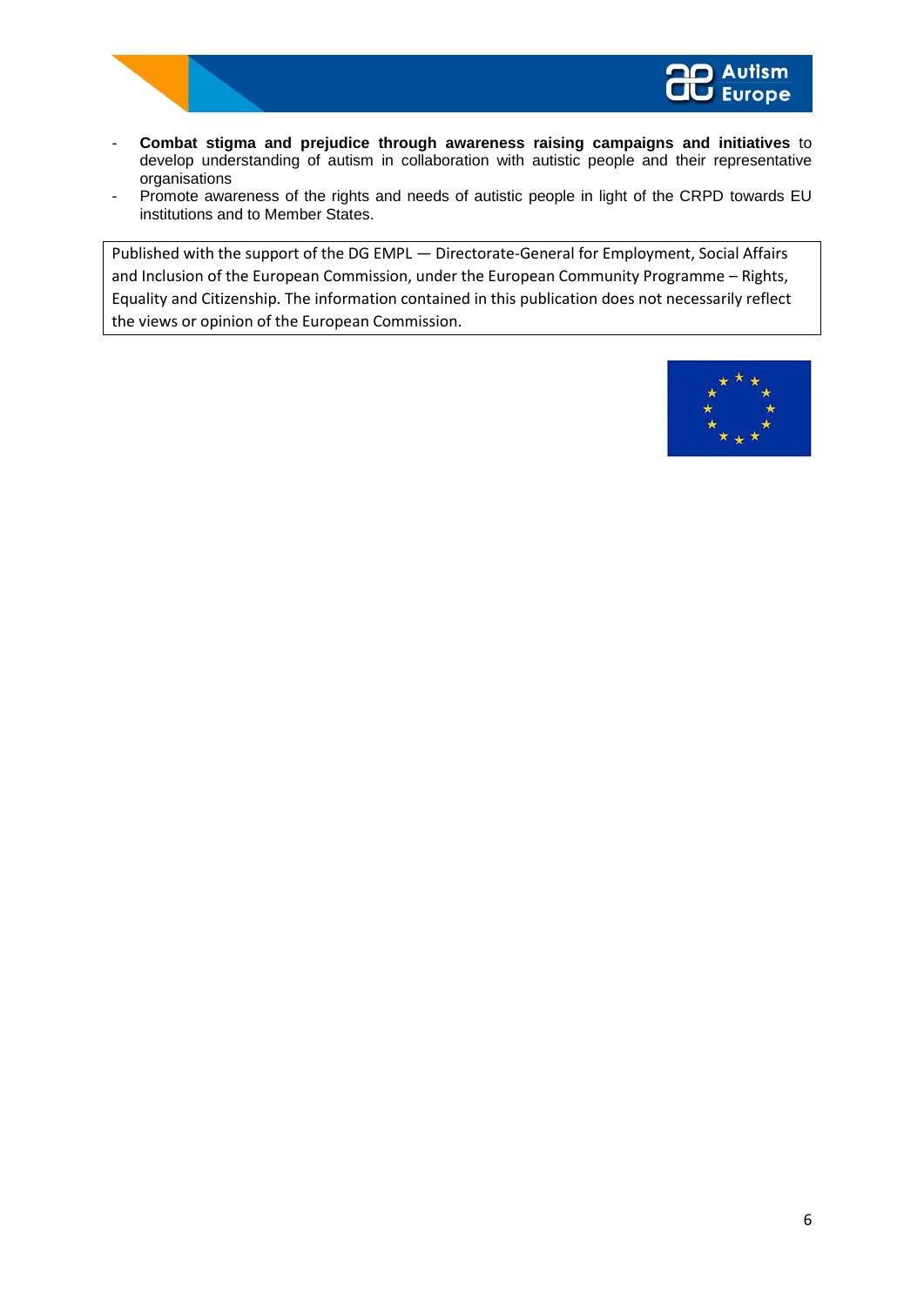- **Combat stigma and prejudice through awareness raising campaigns and initiatives** to develop understanding of autism in collaboration with autistic people and their representative organisations
- Promote awareness of the rights and needs of autistic people in light of the CRPD towards EU institutions and to Member States.

Published with the support of the DG EMPL — Directorate-General for Employment, Social Affairs and Inclusion of the European Commission, under the European Community Programme – Rights, Equality and Citizenship. The information contained in this publication does not necessarily reflect the views or opinion of the European Commission.